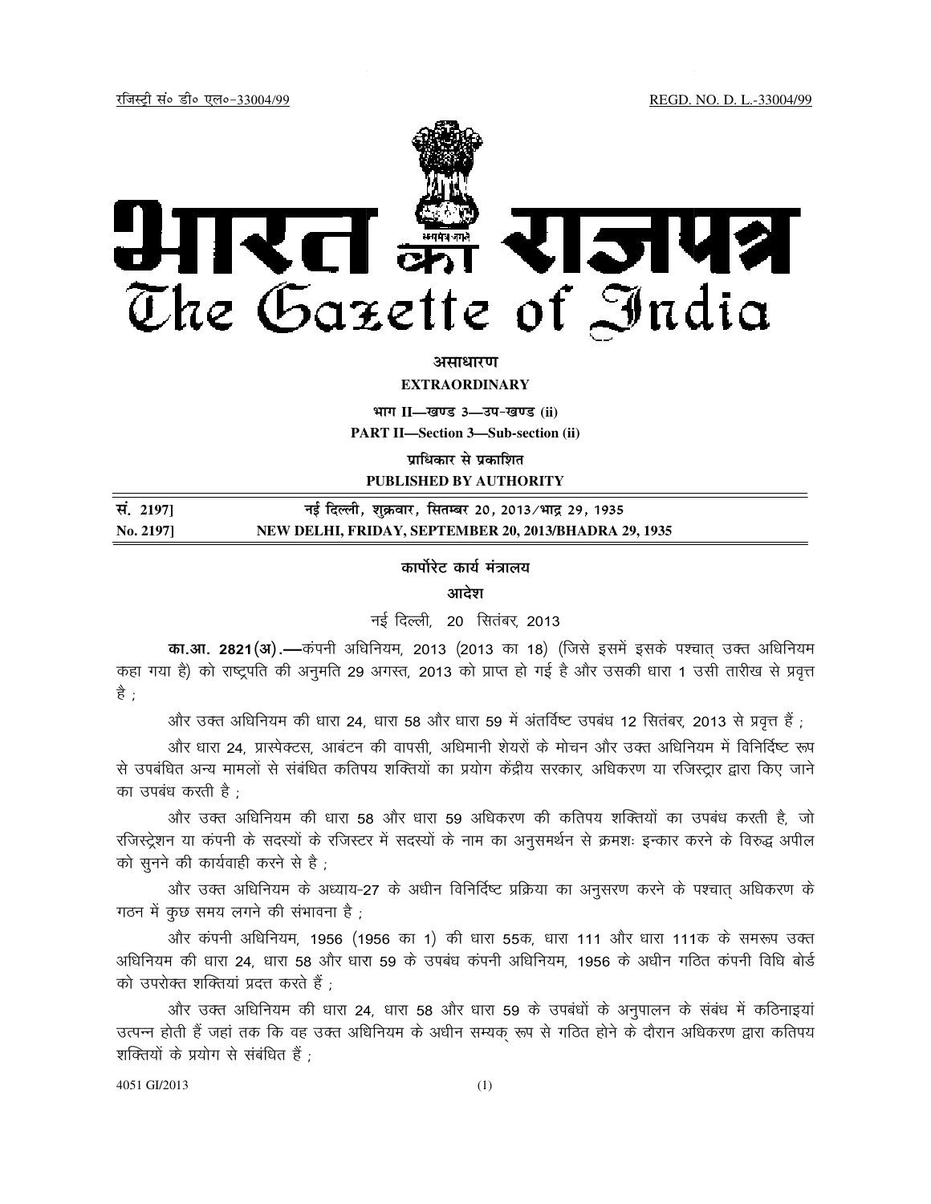रजिस्ट्री सं० डी० एल०-33004/99 REGD. NO. D. L.-33004/99

# भारत का राजपत्र
# The Gazette of India

**असाधारण**

**EXTRAORDINARY**

**भाग II—खण्ड 3—उप-खण्ड (ii)**

**PART II—Section 3—Sub-section (ii)**

**प्राधिकार से प्रकाशित**

**PUBLISHED BY AUTHORITY**

| सं. 2197] | नई दिल्ली, शुक्रवार, सितम्बर 20, 2013/भाद्र 29, 1935 |
|---|---|
| No. 2197] | NEW DELHI, FRIDAY, SEPTEMBER 20, 2013/BHADRA 29, 1935 |

**कार्पोरेट कार्य मंत्रालय**

**आदेश**

नई दिल्ली, 20 सितंबर, 2013

**का.आ. 2821(अ).**—कंपनी अधिनियम, 2013 (2013 का 18) (जिसे इसमें इसके पश्चात् उक्त अधिनियम कहा गया है) को राष्ट्रपति की अनुमति 29 अगस्त, 2013 को प्राप्त हो गई है और उसकी धारा 1 उसी तारीख से प्रवृत्त है ;

और उक्त अधिनियम की धारा 24, धारा 58 और धारा 59 में अंतर्विष्ट उपबंध 12 सितंबर, 2013 से प्रवृत्त हैं ;

और धारा 24, प्रास्पेक्टस, आबंटन की वापसी, अधिमानी शेयरों के मोचन और उक्त अधिनियम में विनिर्दिष्ट रूप से उपबंधित अन्य मामलों से संबंधित कतिपय शक्तियों का प्रयोग केंद्रीय सरकार, अधिकरण या रजिस्ट्रार द्वारा किए जाने का उपबंध करती है ;

और उक्त अधिनियम की धारा 58 और धारा 59 अधिकरण की कतिपय शक्तियों का उपबंध करती है, जो रजिस्ट्रेशन या कंपनी के सदस्यों के रजिस्टर में सदस्यों के नाम का अनुसमर्थन से क्रमशः इन्कार करने के विरुद्ध अपील को सुनने की कार्यवाही करने से है ;

और उक्त अधिनियम के अध्याय-27 के अधीन विनिर्दिष्ट प्रक्रिया का अनुसरण करने के पश्चात् अधिकरण के गठन में कुछ समय लगने की संभावना है ;

और कंपनी अधिनियम, 1956 (1956 का 1) की धारा 55क, धारा 111 और धारा 111क के समरूप उक्त अधिनियम की धारा 24, धारा 58 और धारा 59 के उपबंध कंपनी अधिनियम, 1956 के अधीन गठित कंपनी विधि बोर्ड को उपरोक्त शक्तियां प्रदत्त करते हैं ;

और उक्त अधिनियम की धारा 24, धारा 58 और धारा 59 के उपबंधों के अनुपालन के संबंध में कठिनाइयां उत्पन्न होती हैं जहां तक कि वह उक्त अधिनियम के अधीन सम्यक् रूप से गठित होने के दौरान अधिकरण द्वारा कतिपय शक्तियों के प्रयोग से संबंधित हैं ;

4051 GI/2013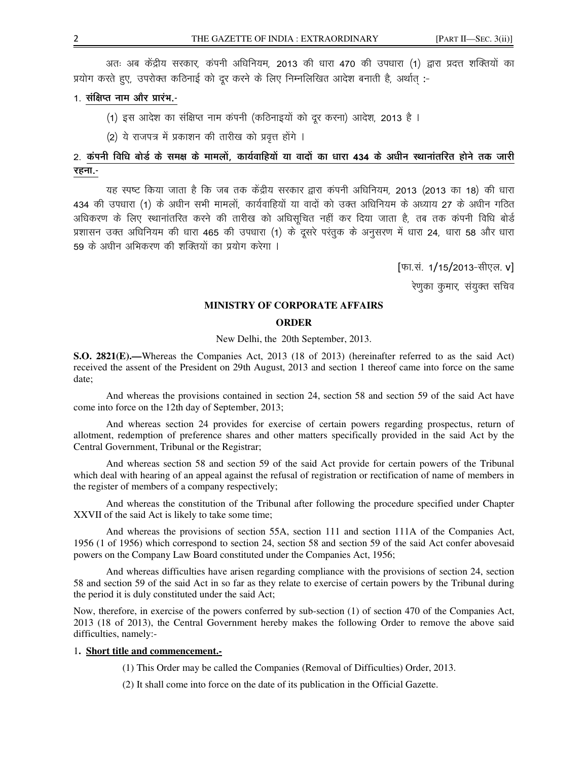अतः अब केंद्रीय सरकार, कंपनी अधिनियम, 2013 की धारा 470 की उपधारा (1) द्वारा प्रदत्त शक्तियों का प्रयोग करते हुए, उपरोक्त कठिनाई को दूर करने के लिए निम्नलिखित आदेश बनाती है, अर्थात् :-

1. **संक्षिप्त नाम और प्रारंभ.-**

(1) इस आदेश का संक्षिप्त नाम कंपनी (कठिनाइयों को दूर करना) आदेश, 2013 है ।

(2) ये राजपत्र में प्रकाशन की तारीख को प्रवृत्त होंगे ।

2. **कंपनी विधि बोर्ड के समक्ष के मामलों, कार्यवाहियों या वादों का धारा 434 के अधीन स्थानांतरित होने तक जारी रहना.-**

यह स्पष्ट किया जाता है कि जब तक केंद्रीय सरकार द्वारा कंपनी अधिनियम, 2013 (2013 का 18) की धारा 434 की उपधारा (1) के अधीन सभी मामलों, कार्यवाहियों या वादों को उक्त अधिनियम के अध्याय 27 के अधीन गठित अधिकरण के लिए स्थानांतरित करने की तारीख को अधिसूचित नहीं कर दिया जाता है, तब तक कंपनी विधि बोर्ड प्रशासन उक्त अधिनियम की धारा 465 की उपधारा (1) के दूसरे परंतुक के अनुसरण में धारा 24, धारा 58 और धारा 59 के अधीन अभिकरण की शक्तियों का प्रयोग करेगा ।

[फा.सं. 1/15/2013-सीएल. V]

रेणुका कुमार, संयुक्त सचिव

## MINISTRY OF CORPORATE AFFAIRS

## ORDER

New Delhi, the 20th September, 2013.

**S.O. 2821(E).—**Whereas the Companies Act, 2013 (18 of 2013) (hereinafter referred to as the said Act) received the assent of the President on 29th August, 2013 and section 1 thereof came into force on the same date;

And whereas the provisions contained in section 24, section 58 and section 59 of the said Act have come into force on the 12th day of September, 2013;

And whereas section 24 provides for exercise of certain powers regarding prospectus, return of allotment, redemption of preference shares and other matters specifically provided in the said Act by the Central Government, Tribunal or the Registrar;

And whereas section 58 and section 59 of the said Act provide for certain powers of the Tribunal which deal with hearing of an appeal against the refusal of registration or rectification of name of members in the register of members of a company respectively;

And whereas the constitution of the Tribunal after following the procedure specified under Chapter XXVII of the said Act is likely to take some time;

And whereas the provisions of section 55A, section 111 and section 111A of the Companies Act, 1956 (1 of 1956) which correspond to section 24, section 58 and section 59 of the said Act confer abovesaid powers on the Company Law Board constituted under the Companies Act, 1956;

And whereas difficulties have arisen regarding compliance with the provisions of section 24, section 58 and section 59 of the said Act in so far as they relate to exercise of certain powers by the Tribunal during the period it is duly constituted under the said Act;

Now, therefore, in exercise of the powers conferred by sub-section (1) of section 470 of the Companies Act, 2013 (18 of 2013), the Central Government hereby makes the following Order to remove the above said difficulties, namely:-

1**. Short title and commencement.-**

(1) This Order may be called the Companies (Removal of Difficulties) Order, 2013.

(2) It shall come into force on the date of its publication in the Official Gazette.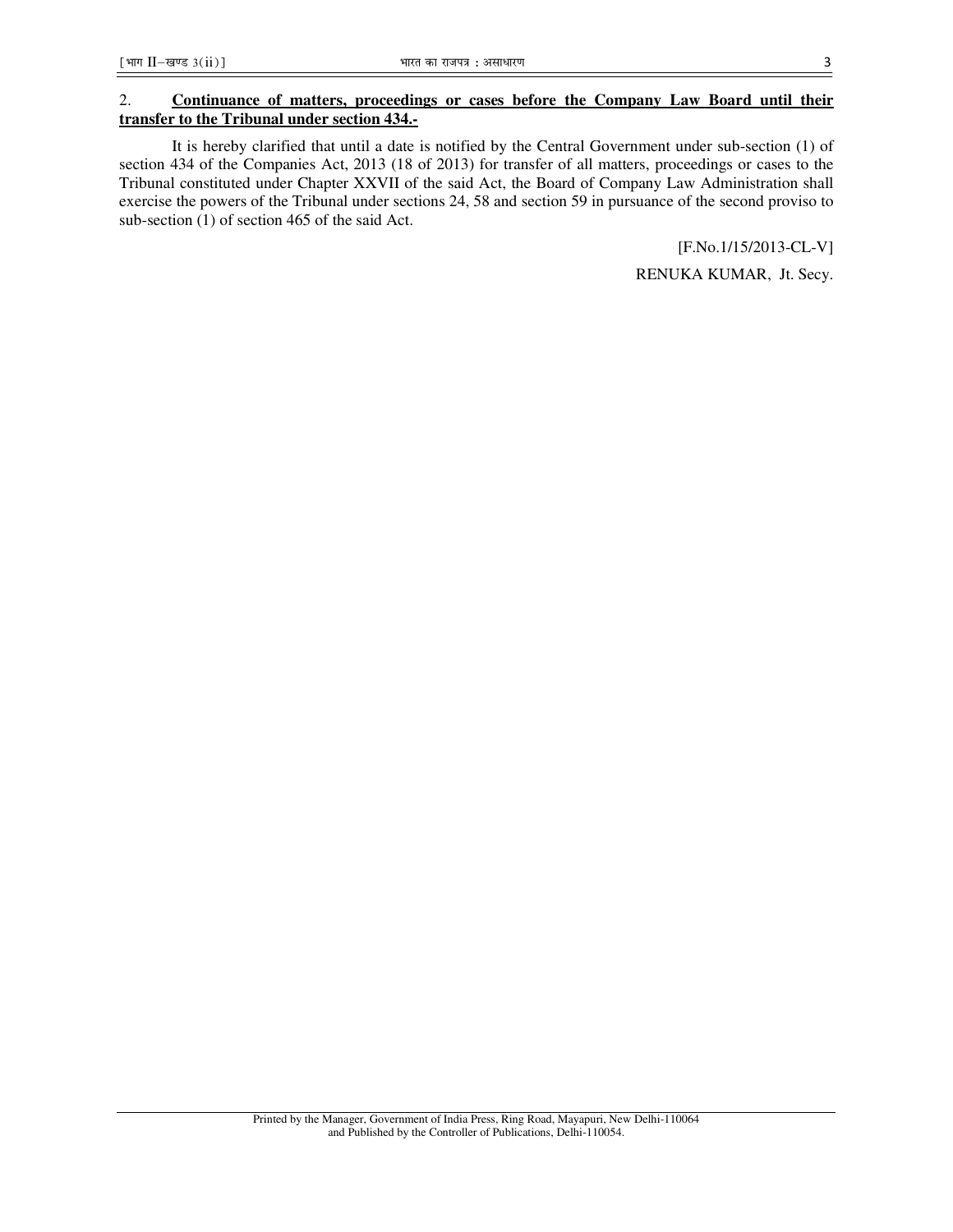2. **Continuance of matters, proceedings or cases before the Company Law Board until their transfer to the Tribunal under section 434.-**

It is hereby clarified that until a date is notified by the Central Government under sub-section (1) of section 434 of the Companies Act, 2013 (18 of 2013) for transfer of all matters, proceedings or cases to the Tribunal constituted under Chapter XXVII of the said Act, the Board of Company Law Administration shall exercise the powers of the Tribunal under sections 24, 58 and section 59 in pursuance of the second proviso to sub-section (1) of section 465 of the said Act.

[F.No.1/15/2013-CL-V]

RENUKA KUMAR, Jt. Secy.

Printed by the Manager, Government of India Press, Ring Road, Mayapuri, New Delhi-110064 and Published by the Controller of Publications, Delhi-110054.